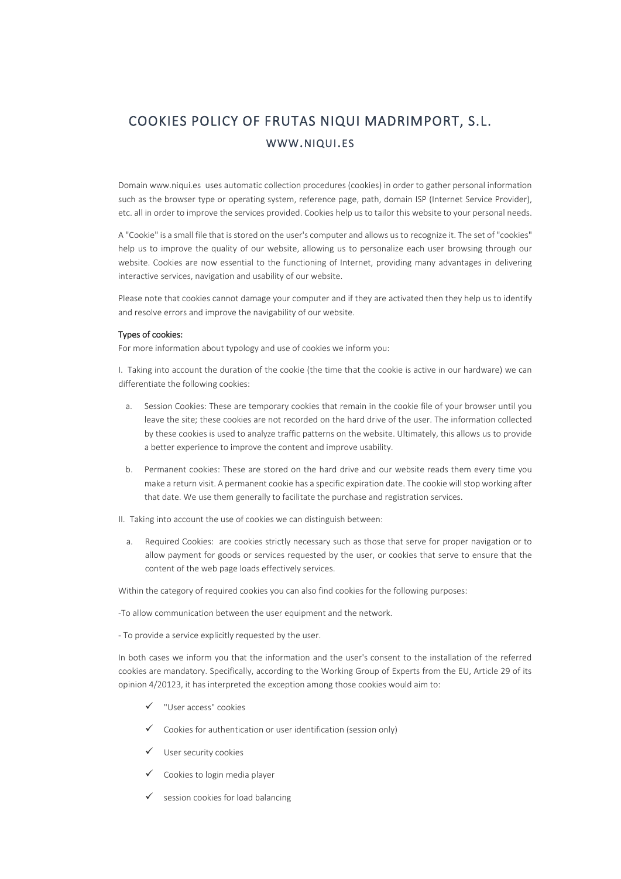# COOKIES POLICY OF FRUTAS NIQUI MADRIMPORT, S.L.

## WWW.NIQUI.ES

Domain www.niqui.es uses automatic collection procedures (cookies) in order to gather personal information such as the browser type or operating system, reference page, path, domain ISP (Internet Service Provider), etc. all in order to improve the services provided. Cookies help us to tailor this website to your personal needs.

A "Cookie" is a small file that is stored on the user's computer and allows us to recognize it. The set of "cookies" help us to improve the quality of our website, allowing us to personalize each user browsing through our website. Cookies are now essential to the functioning of Internet, providing many advantages in delivering interactive services, navigation and usability of our website.

Please note that cookies cannot damage your computer and if they are activated then they help us to identify and resolve errors and improve the navigability of our website.

**Types of cookies:**

For more information about typology and use of cookies we inform you:

I. Taking into account the duration of the cookie (the time that the cookie is active in our hardware) we can differentiate the following cookies:

a. Session Cookies: These are temporary cookies that remain in the cookie file of your browser until you leave the site; these cookies are not recorded on the hard drive of the user. The information collected by these cookies is used to analyze traffic patterns on the website. Ultimately, this allows us to provide a better experience to improve the content and improve usability.

b. Permanent cookies: These are stored on the hard drive and our website reads them every time you make a return visit. A permanent cookie has a specific expiration date. The cookie will stop working after that date. We use them generally to facilitate the purchase and registration services.

II. Taking into account the use of cookies we can distinguish between:

a. Required Cookies: are cookies strictly necessary such as those that serve for proper navigation or to allow payment for goods or services requested by the user, or cookies that serve to ensure that the content of the web page loads effectively services.

Within the category of required cookies you can also find cookies for the following purposes:

-To allow communication between the user equipment and the network.

- To provide a service explicitly requested by the user.

In both cases we inform you that the information and the user's consent to the installation of the referred cookies are mandatory. Specifically, according to the Working Group of Experts from the EU, Article 29 of its opinion 4/20123, it has interpreted the exception among those cookies would aim to:

- ✓ "User access" cookies
- ✓ Cookies for authentication or user identification (session only)
- ✓ User security cookies
- ✓ Cookies to login media player
- ✓ session cookies for load balancing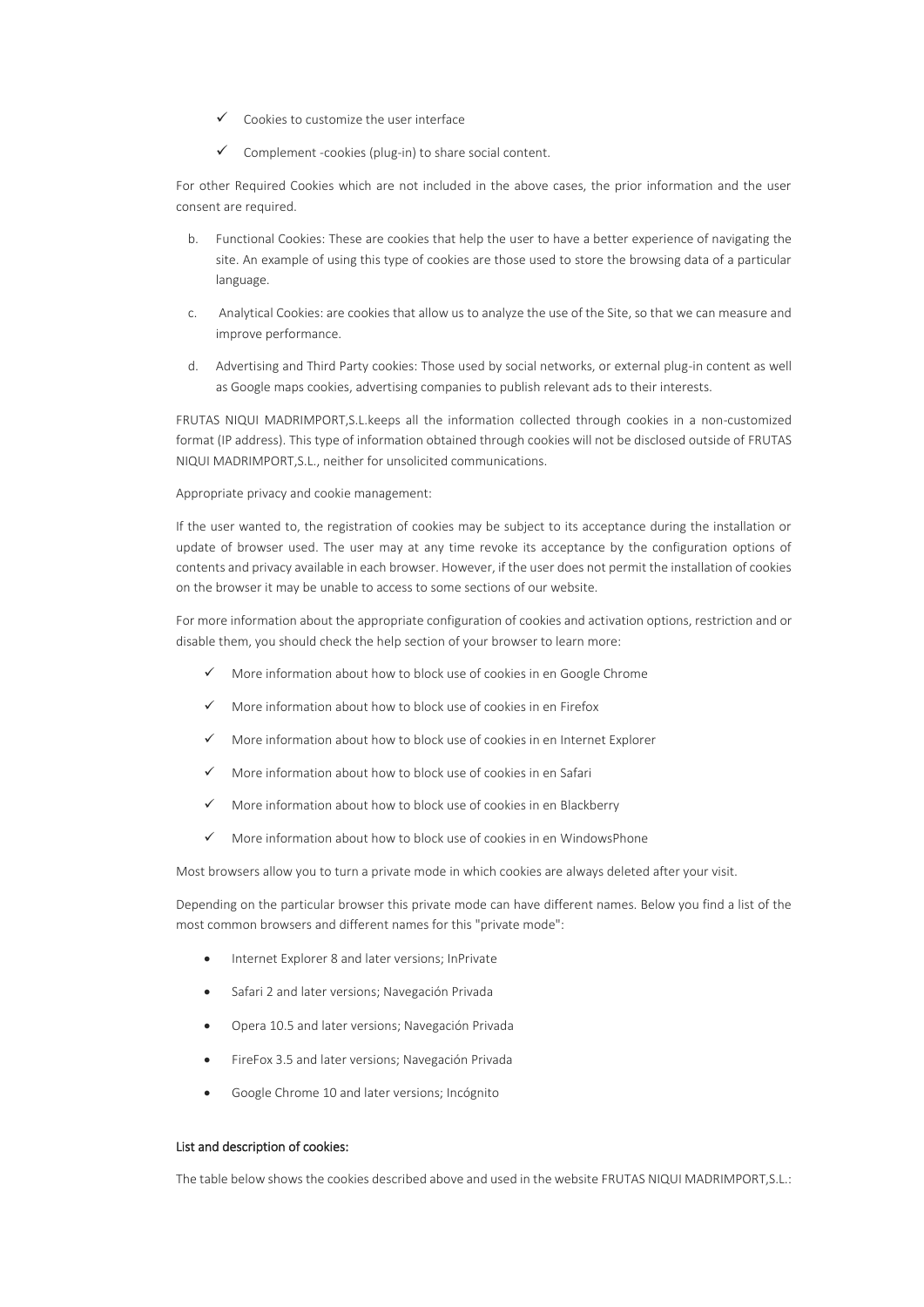- ✓ Cookies to customize the user interface
- ✓ Complement -cookies (plug-in) to share social content.

For other Required Cookies which are not included in the above cases, the prior information and the user consent are required.

b. Functional Cookies: These are cookies that help the user to have a better experience of navigating the site. An example of using this type of cookies are those used to store the browsing data of a particular language.

c. Analytical Cookies: are cookies that allow us to analyze the use of the Site, so that we can measure and improve performance.

d. Advertising and Third Party cookies: Those used by social networks, or external plug-in content as well as Google maps cookies, advertising companies to publish relevant ads to their interests.

FRUTAS NIQUI MADRIMPORT,S.L.keeps all the information collected through cookies in a non-customized format (IP address). This type of information obtained through cookies will not be disclosed outside of FRUTAS NIQUI MADRIMPORT,S.L., neither for unsolicited communications.

Appropriate privacy and cookie management:

If the user wanted to, the registration of cookies may be subject to its acceptance during the installation or update of browser used. The user may at any time revoke its acceptance by the configuration options of contents and privacy available in each browser. However, if the user does not permit the installation of cookies on the browser it may be unable to access to some sections of our website.

For more information about the appropriate configuration of cookies and activation options, restriction and or disable them, you should check the help section of your browser to learn more:

- ✓ More information about how to block use of cookies in en Google Chrome
- ✓ More information about how to block use of cookies in en Firefox
- ✓ More information about how to block use of cookies in en Internet Explorer
- ✓ More information about how to block use of cookies in en Safari
- ✓ More information about how to block use of cookies in en Blackberry
- ✓ More information about how to block use of cookies in en WindowsPhone

Most browsers allow you to turn a private mode in which cookies are always deleted after your visit.

Depending on the particular browser this private mode can have different names. Below you find a list of the most common browsers and different names for this "private mode":

- Internet Explorer 8 and later versions; InPrivate
- Safari 2 and later versions; Navegación Privada
- Opera 10.5 and later versions; Navegación Privada
- FireFox 3.5 and later versions; Navegación Privada
- Google Chrome 10 and later versions; Incógnito

List and description of cookies:

The table below shows the cookies described above and used in the website FRUTAS NIQUI MADRIMPORT,S.L.: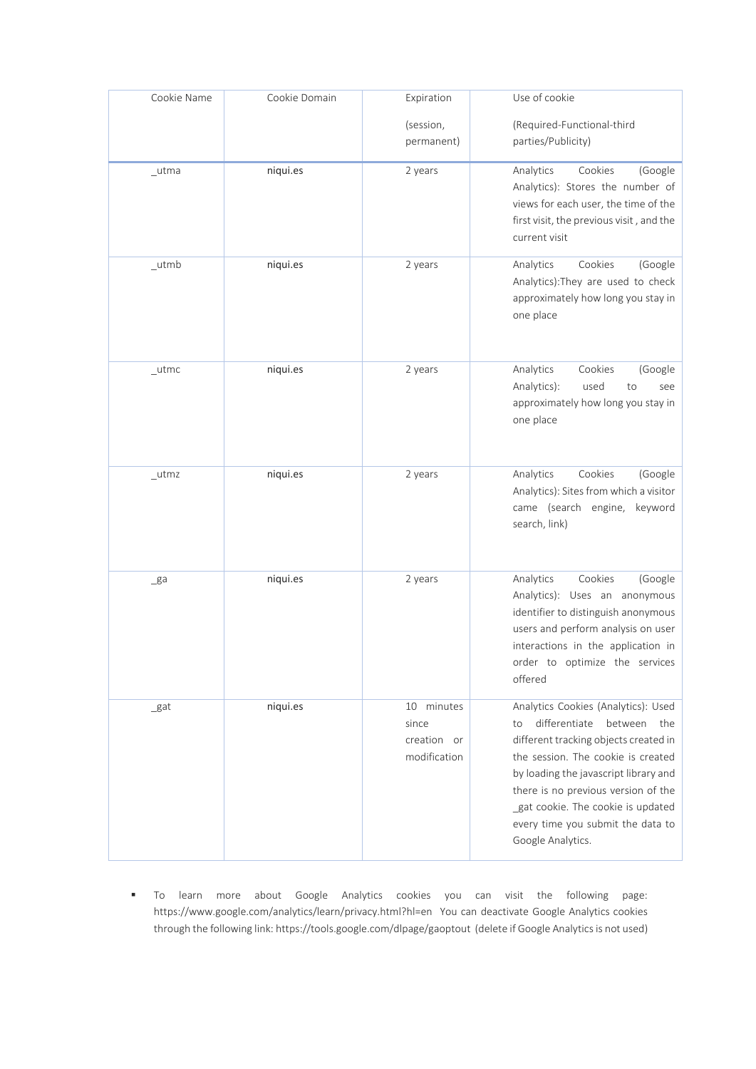| Cookie Name | Cookie Domain | Expiration (session, permanent) | Use of cookie (Required-Functional-third parties/Publicity) |
|---|---|---|---|
| _utma | niqui.es | 2 years | Analytics Cookies (Google Analytics): Stores the number of views for each user, the time of the first visit, the previous visit , and the current visit |
| _utmb | niqui.es | 2 years | Analytics Cookies (Google Analytics):They are used to check approximately how long you stay in one place |
| _utmc | niqui.es | 2 years | Analytics Cookies (Google Analytics): used to see approximately how long you stay in one place |
| _utmz | niqui.es | 2 years | Analytics Cookies (Google Analytics): Sites from which a visitor came (search engine, keyword search, link) |
| _ga | niqui.es | 2 years | Analytics Cookies (Google Analytics): Uses an anonymous identifier to distinguish anonymous users and perform analysis on user interactions in the application in order to optimize the services offered |
| _gat | niqui.es | 10 minutes since creation or modification | Analytics Cookies (Analytics): Used to differentiate between the different tracking objects created in the session. The cookie is created by loading the javascript library and there is no previous version of the _gat cookie. The cookie is updated every time you submit the data to Google Analytics. |

- To learn more about Google Analytics cookies you can visit the following page: https://www.google.com/analytics/learn/privacy.html?hl=en You can deactivate Google Analytics cookies through the following link: https://tools.google.com/dlpage/gaoptout (delete if Google Analytics is not used)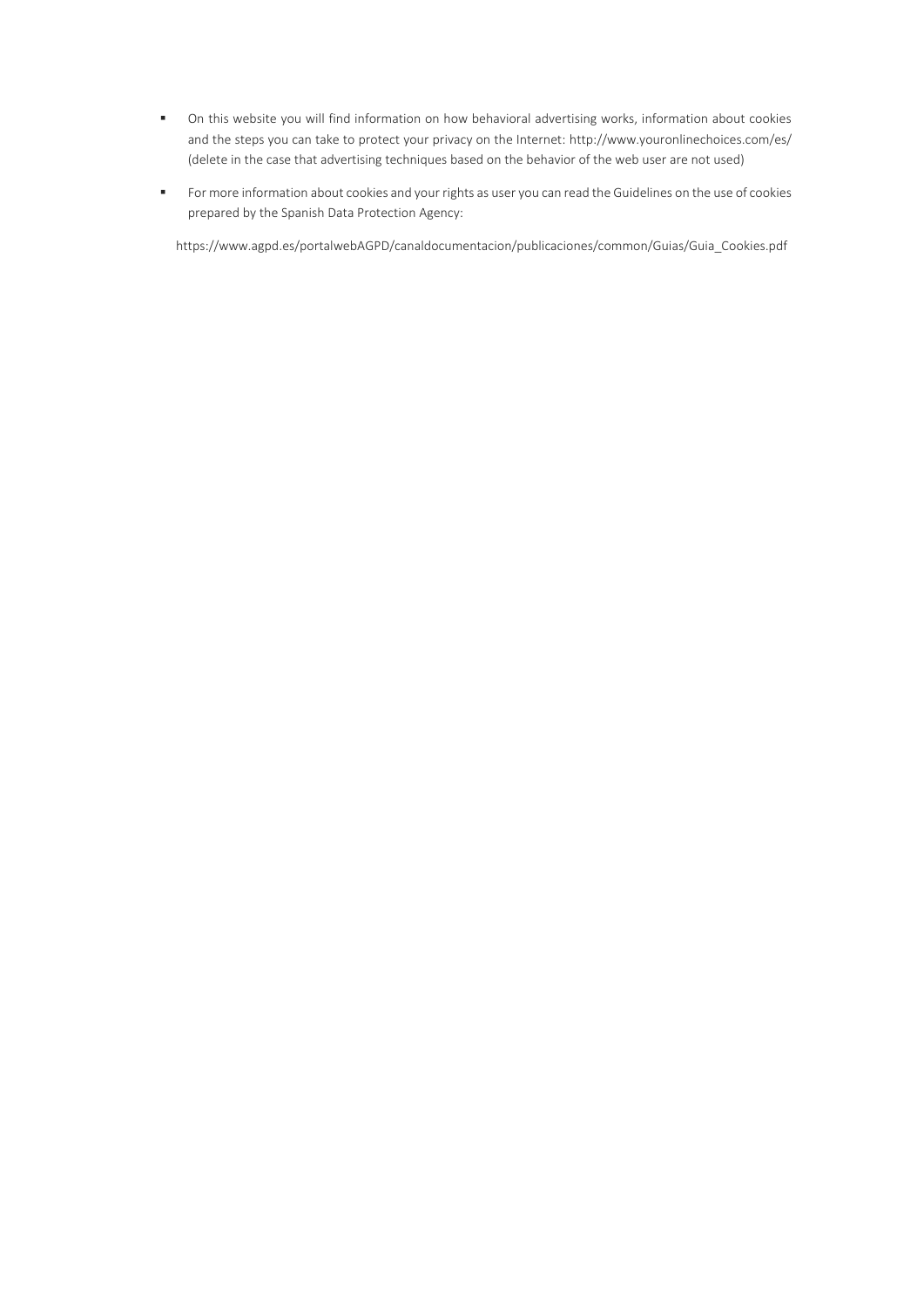- On this website you will find information on how behavioral advertising works, information about cookies and the steps you can take to protect your privacy on the Internet: http://www.youronlinechoices.com/es/ (delete in the case that advertising techniques based on the behavior of the web user are not used)

- For more information about cookies and your rights as user you can read the Guidelines on the use of cookies prepared by the Spanish Data Protection Agency:

  https://www.agpd.es/portalwebAGPD/canaldocumentacion/publicaciones/common/Guias/Guia_Cookies.pdf